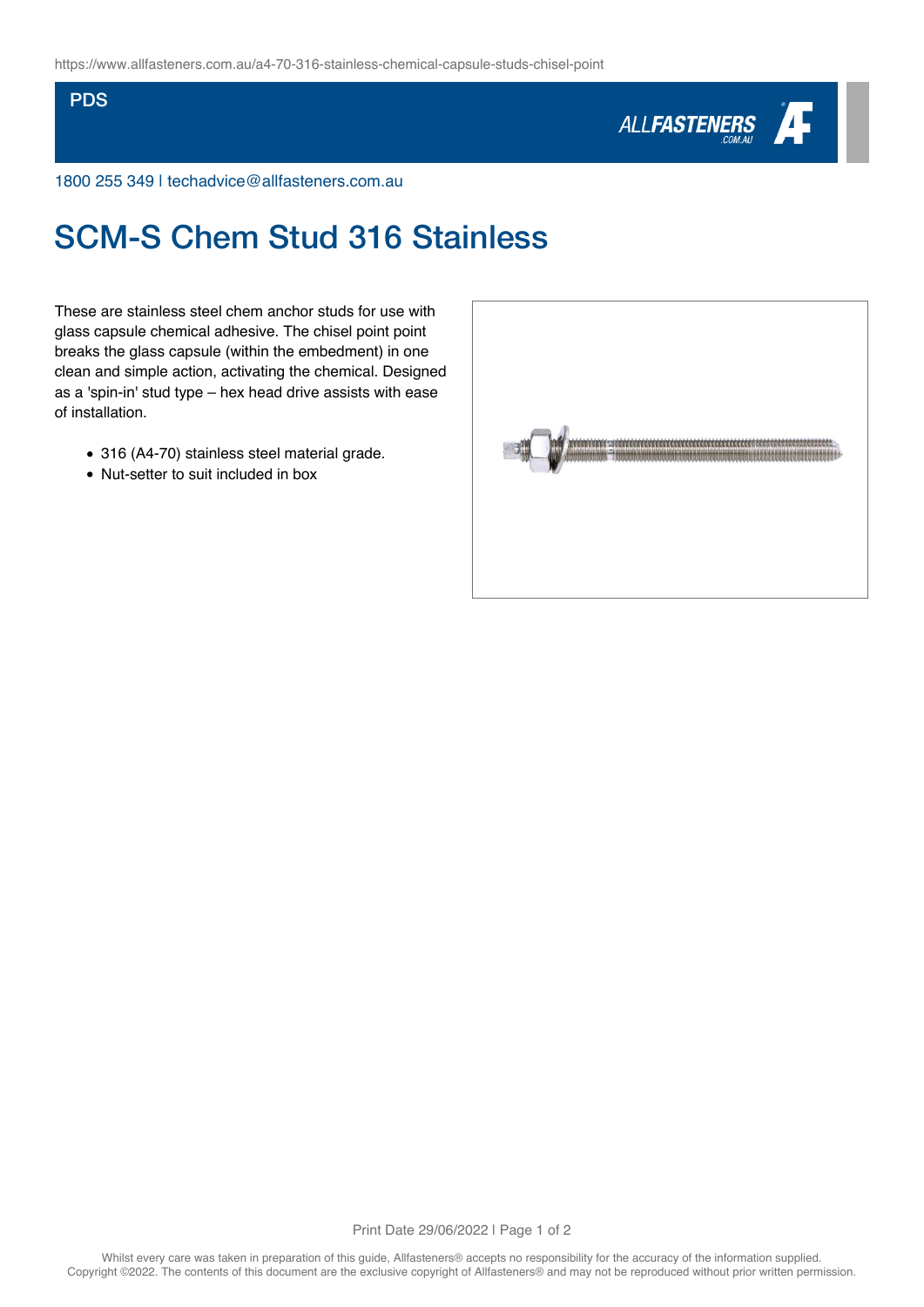https://www.allfasteners.com.au/a4-70-316-stainless-chemical-capsule-studs-chisel-point

PDS

1800 255 349 | techadvice@allfasteners.com.au

# SCM-S Chem Stud 316 Stainless

These are stainless steel chem anchor studs for use with glass capsule chemical adhesive. The chisel point point breaks the glass capsule (within the embedment) in one clean and simple action, activating the chemical. Designed as a 'spin-in' stud type – hex head drive assists with ease of installation.

- 316 (A4-70) stainless steel material grade.
- Nut-setter to suit included in box

Whilst every care was taken in preparation of this guide, Allfasteners® accepts no responsibility for the accuracy of the information supplied.
Copyright ©2022. The contents of this document are the exclusive copyright of Allfasteners® and may not be reproduced without prior written permission.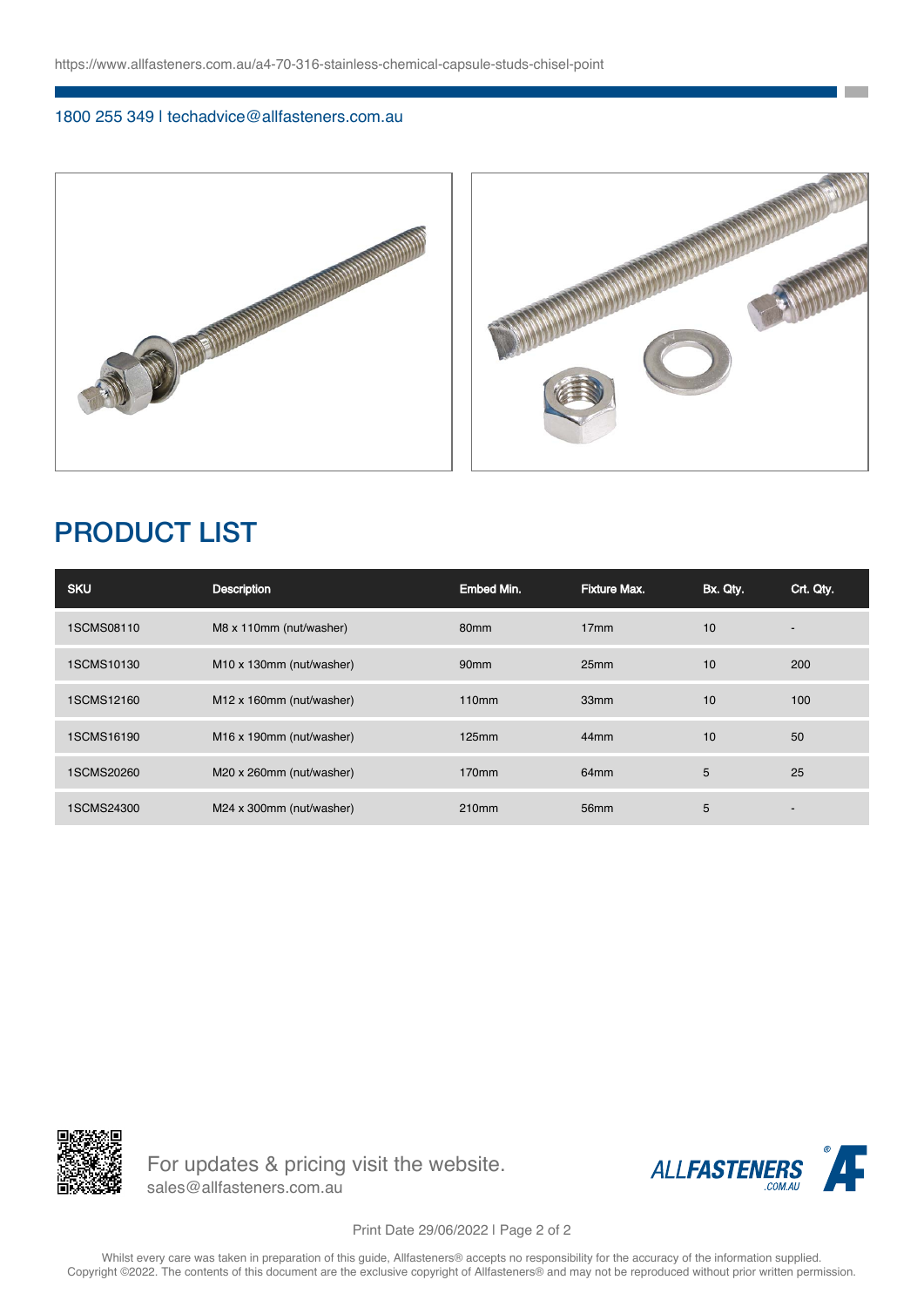https://www.allfasteners.com.au/a4-70-316-stainless-chemical-capsule-studs-chisel-point

1800 255 349 | techadvice@allfasteners.com.au

## PRODUCT LIST

| SKU | Description | Embed Min. | Fixture Max. | Bx. Qty. | Crt. Qty. |
|---|---|---|---|---|---|
| 1SCMS08110 | M8 x 110mm (nut/washer) | 80mm | 17mm | 10 | - |
| 1SCMS10130 | M10 x 130mm (nut/washer) | 90mm | 25mm | 10 | 200 |
| 1SCMS12160 | M12 x 160mm (nut/washer) | 110mm | 33mm | 10 | 100 |
| 1SCMS16190 | M16 x 190mm (nut/washer) | 125mm | 44mm | 10 | 50 |
| 1SCMS20260 | M20 x 260mm (nut/washer) | 170mm | 64mm | 5 | 25 |
| 1SCMS24300 | M24 x 300mm (nut/washer) | 210mm | 56mm | 5 | - |

For updates & pricing visit the website.
sales@allfasteners.com.au

Print Date 29/06/2022

Whilst every care was taken in preparation of this guide, Allfasteners® accepts no responsibility for the accuracy of the information supplied. Copyright ©2022. The contents of this document are the exclusive copyright of Allfasteners® and may not be reproduced without prior written permission.